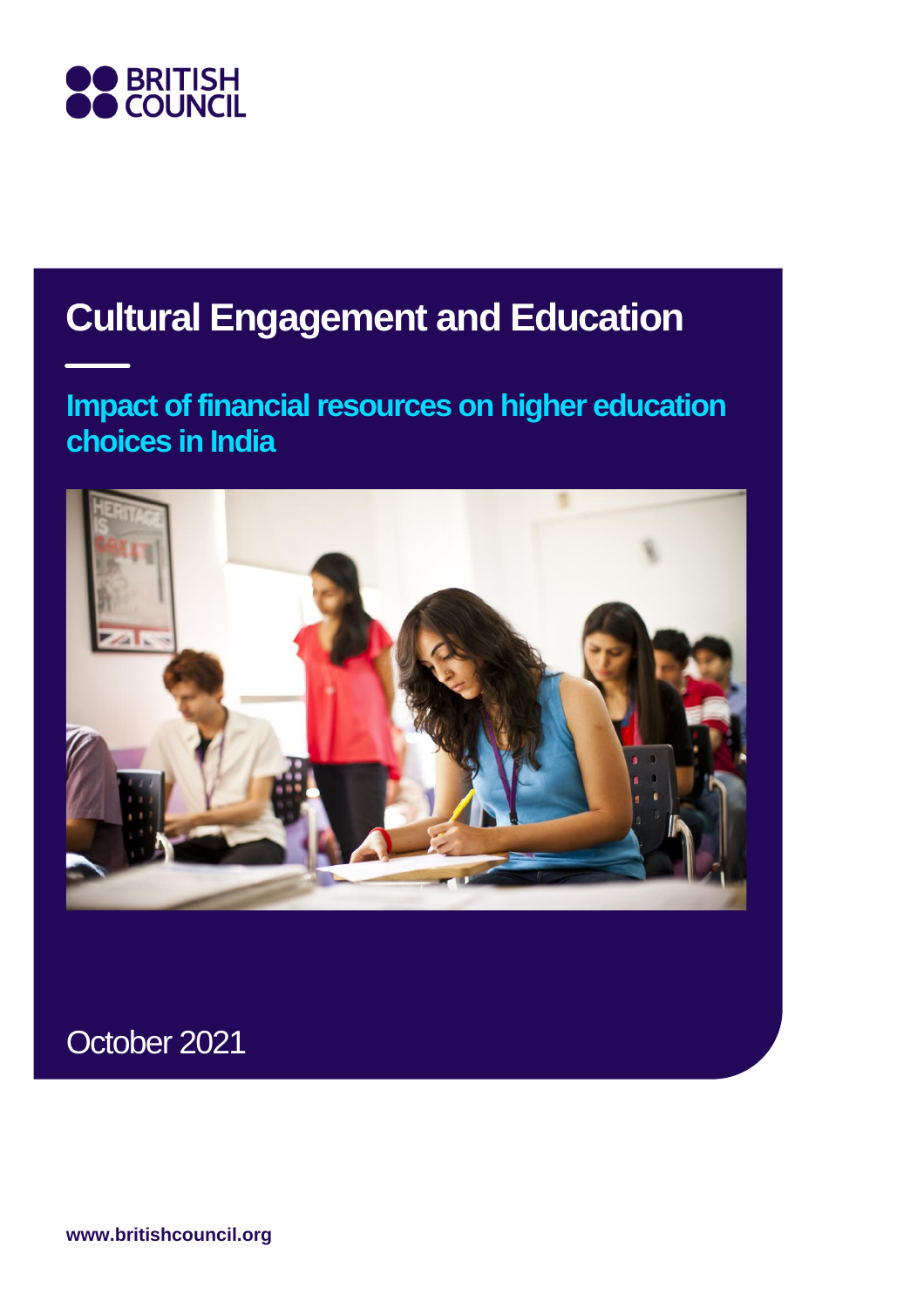BRITISH COUNCIL

# Cultural Engagement and Education

## Impact of financial resources on higher education choices in India

October 2021

www.britishcouncil.org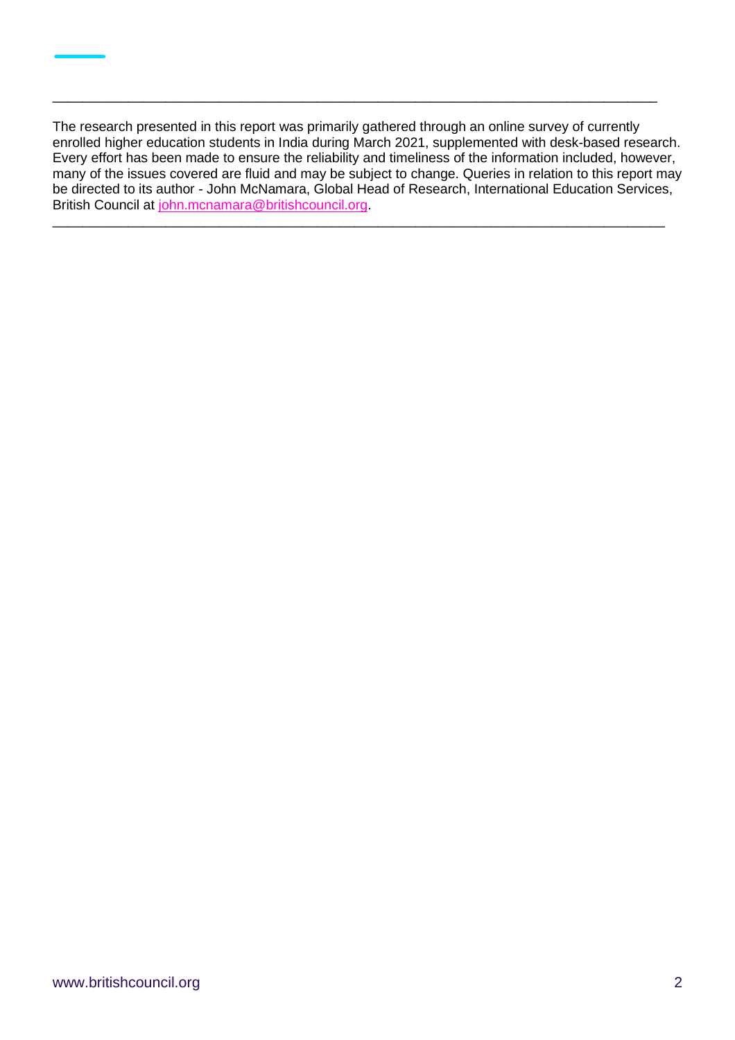The research presented in this report was primarily gathered through an online survey of currently enrolled higher education students in India during March 2021, supplemented with desk-based research. Every effort has been made to ensure the reliability and timeliness of the information included, however, many of the issues covered are fluid and may be subject to change. Queries in relation to this report may be directed to its author - John McNamara, Global Head of Research, International Education Services, British Council at john.mcnamara@britishcouncil.org.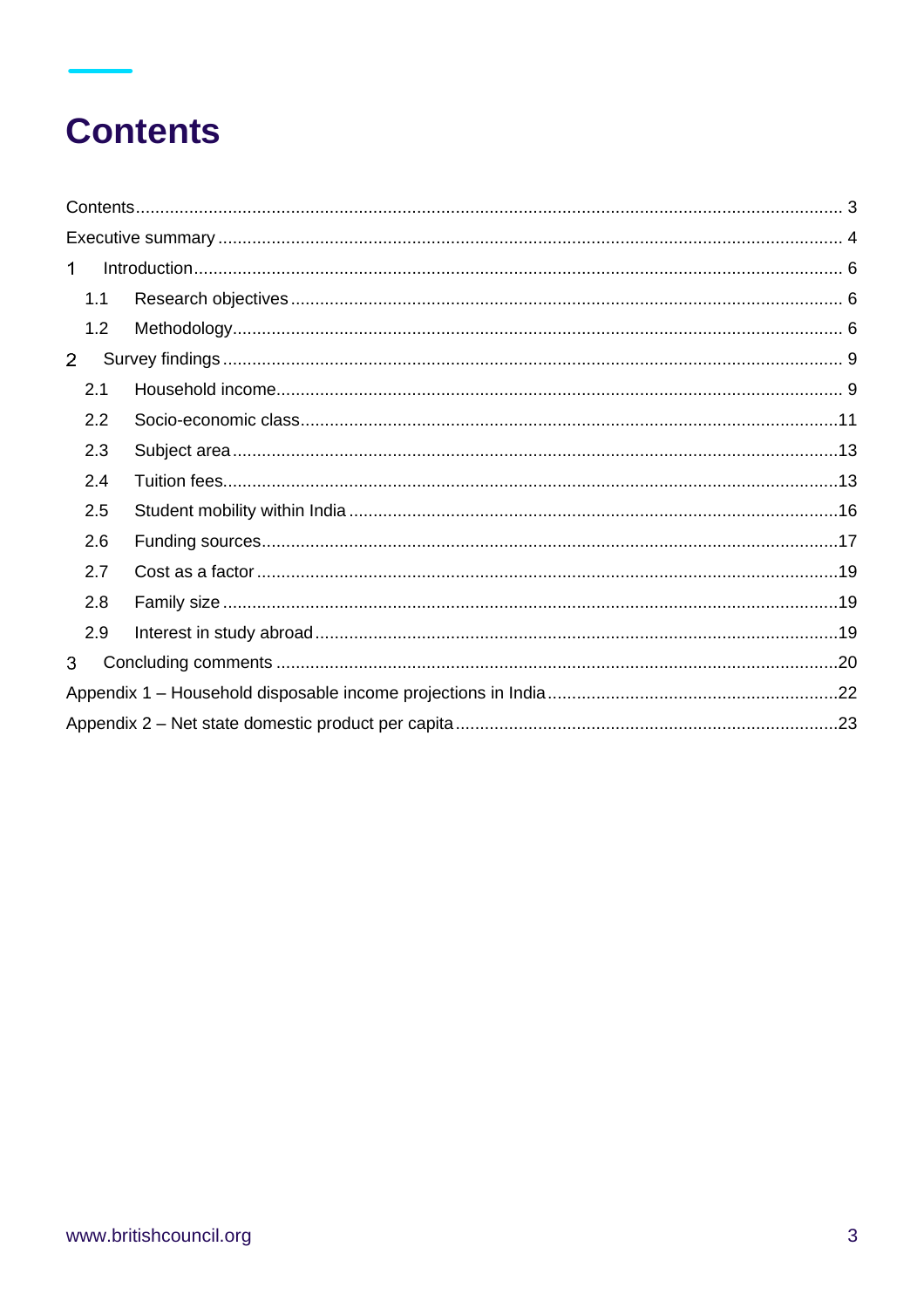# Contents

- Contents ... 3
- Executive summary ... 4
- 1 Introduction ... 6
  - 1.1 Research objectives ... 6
  - 1.2 Methodology ... 6
- 2 Survey findings ... 9
  - 2.1 Household income ... 9
  - 2.2 Socio-economic class ... 11
  - 2.3 Subject area ... 13
  - 2.4 Tuition fees ... 13
  - 2.5 Student mobility within India ... 16
  - 2.6 Funding sources ... 17
  - 2.7 Cost as a factor ... 19
  - 2.8 Family size ... 19
  - 2.9 Interest in study abroad ... 19
- 3 Concluding comments ... 20
- Appendix 1 – Household disposable income projections in India ... 22
- Appendix 2 – Net state domestic product per capita ... 23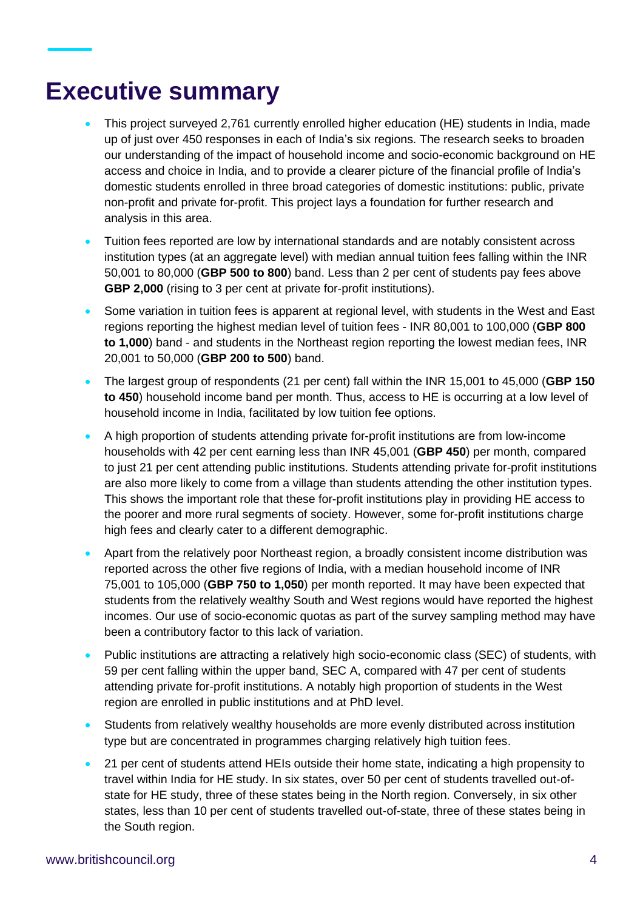# Executive summary

- This project surveyed 2,761 currently enrolled higher education (HE) students in India, made up of just over 450 responses in each of India's six regions. The research seeks to broaden our understanding of the impact of household income and socio-economic background on HE access and choice in India, and to provide a clearer picture of the financial profile of India's domestic students enrolled in three broad categories of domestic institutions: public, private non-profit and private for-profit. This project lays a foundation for further research and analysis in this area.
- Tuition fees reported are low by international standards and are notably consistent across institution types (at an aggregate level) with median annual tuition fees falling within the INR 50,001 to 80,000 (**GBP 500 to 800**) band. Less than 2 per cent of students pay fees above **GBP 2,000** (rising to 3 per cent at private for-profit institutions).
- Some variation in tuition fees is apparent at regional level, with students in the West and East regions reporting the highest median level of tuition fees - INR 80,001 to 100,000 (**GBP 800 to 1,000**) band - and students in the Northeast region reporting the lowest median fees, INR 20,001 to 50,000 (**GBP 200 to 500**) band.
- The largest group of respondents (21 per cent) fall within the INR 15,001 to 45,000 (**GBP 150 to 450**) household income band per month. Thus, access to HE is occurring at a low level of household income in India, facilitated by low tuition fee options.
- A high proportion of students attending private for-profit institutions are from low-income households with 42 per cent earning less than INR 45,001 (**GBP 450**) per month, compared to just 21 per cent attending public institutions. Students attending private for-profit institutions are also more likely to come from a village than students attending the other institution types. This shows the important role that these for-profit institutions play in providing HE access to the poorer and more rural segments of society. However, some for-profit institutions charge high fees and clearly cater to a different demographic.
- Apart from the relatively poor Northeast region, a broadly consistent income distribution was reported across the other five regions of India, with a median household income of INR 75,001 to 105,000 (**GBP 750 to 1,050**) per month reported. It may have been expected that students from the relatively wealthy South and West regions would have reported the highest incomes. Our use of socio-economic quotas as part of the survey sampling method may have been a contributory factor to this lack of variation.
- Public institutions are attracting a relatively high socio-economic class (SEC) of students, with 59 per cent falling within the upper band, SEC A, compared with 47 per cent of students attending private for-profit institutions. A notably high proportion of students in the West region are enrolled in public institutions and at PhD level.
- Students from relatively wealthy households are more evenly distributed across institution type but are concentrated in programmes charging relatively high tuition fees.
- 21 per cent of students attend HEIs outside their home state, indicating a high propensity to travel within India for HE study. In six states, over 50 per cent of students travelled out-of-state for HE study, three of these states being in the North region. Conversely, in six other states, less than 10 per cent of students travelled out-of-state, three of these states being in the South region.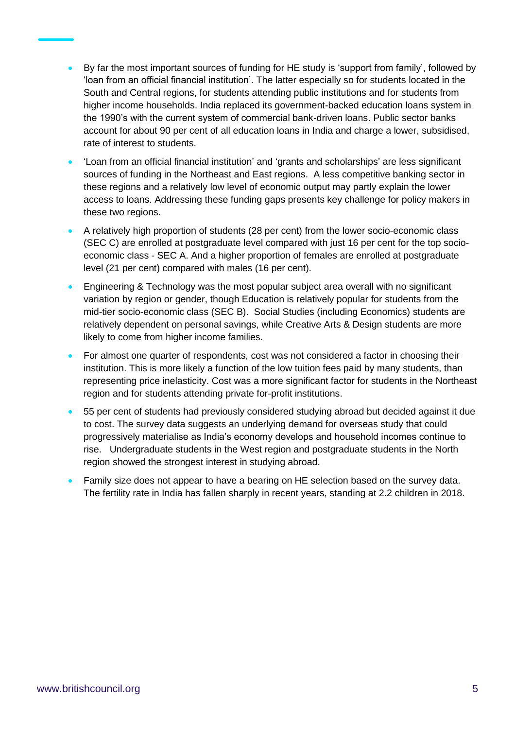- By far the most important sources of funding for HE study is 'support from family', followed by 'loan from an official financial institution'. The latter especially so for students located in the South and Central regions, for students attending public institutions and for students from higher income households. India replaced its government-backed education loans system in the 1990's with the current system of commercial bank-driven loans. Public sector banks account for about 90 per cent of all education loans in India and charge a lower, subsidised, rate of interest to students.
- 'Loan from an official financial institution' and 'grants and scholarships' are less significant sources of funding in the Northeast and East regions. A less competitive banking sector in these regions and a relatively low level of economic output may partly explain the lower access to loans. Addressing these funding gaps presents key challenge for policy makers in these two regions.
- A relatively high proportion of students (28 per cent) from the lower socio-economic class (SEC C) are enrolled at postgraduate level compared with just 16 per cent for the top socio-economic class - SEC A. And a higher proportion of females are enrolled at postgraduate level (21 per cent) compared with males (16 per cent).
- Engineering & Technology was the most popular subject area overall with no significant variation by region or gender, though Education is relatively popular for students from the mid-tier socio-economic class (SEC B). Social Studies (including Economics) students are relatively dependent on personal savings, while Creative Arts & Design students are more likely to come from higher income families.
- For almost one quarter of respondents, cost was not considered a factor in choosing their institution. This is more likely a function of the low tuition fees paid by many students, than representing price inelasticity. Cost was a more significant factor for students in the Northeast region and for students attending private for-profit institutions.
- 55 per cent of students had previously considered studying abroad but decided against it due to cost. The survey data suggests an underlying demand for overseas study that could progressively materialise as India's economy develops and household incomes continue to rise. Undergraduate students in the West region and postgraduate students in the North region showed the strongest interest in studying abroad.
- Family size does not appear to have a bearing on HE selection based on the survey data. The fertility rate in India has fallen sharply in recent years, standing at 2.2 children in 2018.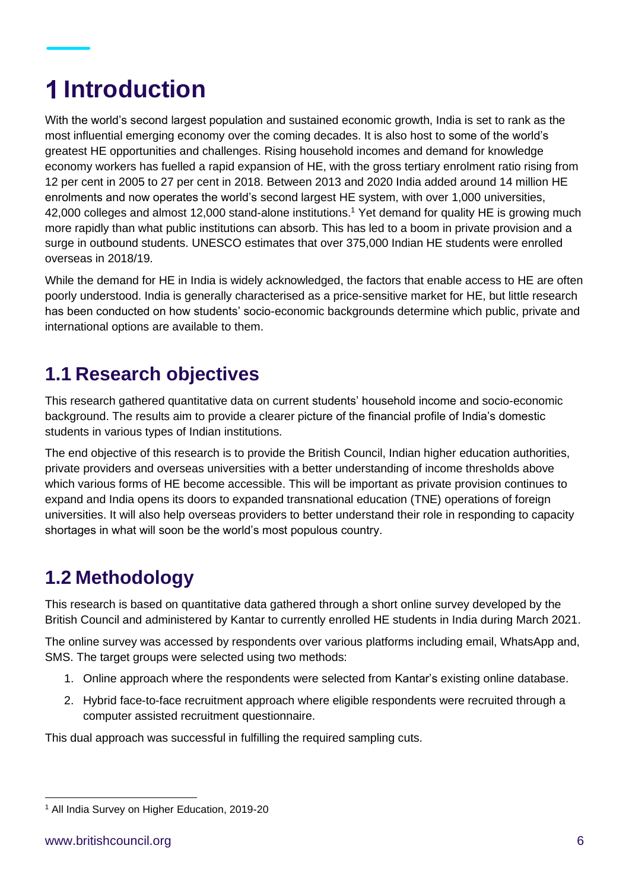# 1 Introduction

With the world's second largest population and sustained economic growth, India is set to rank as the most influential emerging economy over the coming decades. It is also host to some of the world's greatest HE opportunities and challenges. Rising household incomes and demand for knowledge economy workers has fuelled a rapid expansion of HE, with the gross tertiary enrolment ratio rising from 12 per cent in 2005 to 27 per cent in 2018. Between 2013 and 2020 India added around 14 million HE enrolments and now operates the world's second largest HE system, with over 1,000 universities, 42,000 colleges and almost 12,000 stand-alone institutions.[1] Yet demand for quality HE is growing much more rapidly than what public institutions can absorb. This has led to a boom in private provision and a surge in outbound students. UNESCO estimates that over 375,000 Indian HE students were enrolled overseas in 2018/19.

While the demand for HE in India is widely acknowledged, the factors that enable access to HE are often poorly understood. India is generally characterised as a price-sensitive market for HE, but little research has been conducted on how students' socio-economic backgrounds determine which public, private and international options are available to them.

## 1.1 Research objectives

This research gathered quantitative data on current students' household income and socio-economic background. The results aim to provide a clearer picture of the financial profile of India's domestic students in various types of Indian institutions.

The end objective of this research is to provide the British Council, Indian higher education authorities, private providers and overseas universities with a better understanding of income thresholds above which various forms of HE become accessible. This will be important as private provision continues to expand and India opens its doors to expanded transnational education (TNE) operations of foreign universities. It will also help overseas providers to better understand their role in responding to capacity shortages in what will soon be the world's most populous country.

## 1.2 Methodology

This research is based on quantitative data gathered through a short online survey developed by the British Council and administered by Kantar to currently enrolled HE students in India during March 2021.

The online survey was accessed by respondents over various platforms including email, WhatsApp and, SMS. The target groups were selected using two methods:

1. Online approach where the respondents were selected from Kantar's existing online database.
2. Hybrid face-to-face recruitment approach where eligible respondents were recruited through a computer assisted recruitment questionnaire.

This dual approach was successful in fulfilling the required sampling cuts.

[1] All India Survey on Higher Education, 2019-20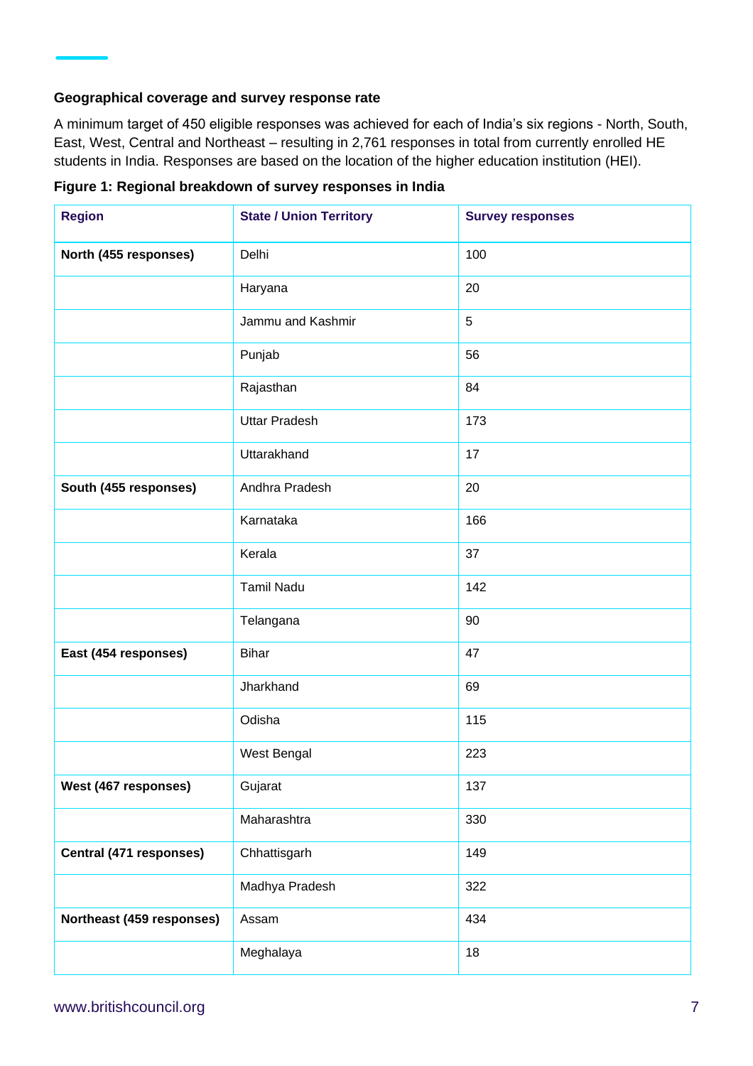### Geographical coverage and survey response rate

A minimum target of 450 eligible responses was achieved for each of India's six regions - North, South, East, West, Central and Northeast – resulting in 2,761 responses in total from currently enrolled HE students in India. Responses are based on the location of the higher education institution (HEI).

**Figure 1: Regional breakdown of survey responses in India**

| Region | State / Union Territory | Survey responses |
|---|---|---|
| **North (455 responses)** | Delhi | 100 |
| | Haryana | 20 |
| | Jammu and Kashmir | 5 |
| | Punjab | 56 |
| | Rajasthan | 84 |
| | Uttar Pradesh | 173 |
| | Uttarakhand | 17 |
| **South (455 responses)** | Andhra Pradesh | 20 |
| | Karnataka | 166 |
| | Kerala | 37 |
| | Tamil Nadu | 142 |
| | Telangana | 90 |
| **East (454 responses)** | Bihar | 47 |
| | Jharkhand | 69 |
| | Odisha | 115 |
| | West Bengal | 223 |
| **West (467 responses)** | Gujarat | 137 |
| | Maharashtra | 330 |
| **Central (471 responses)** | Chhattisgarh | 149 |
| | Madhya Pradesh | 322 |
| **Northeast (459 responses)** | Assam | 434 |
| | Meghalaya | 18 |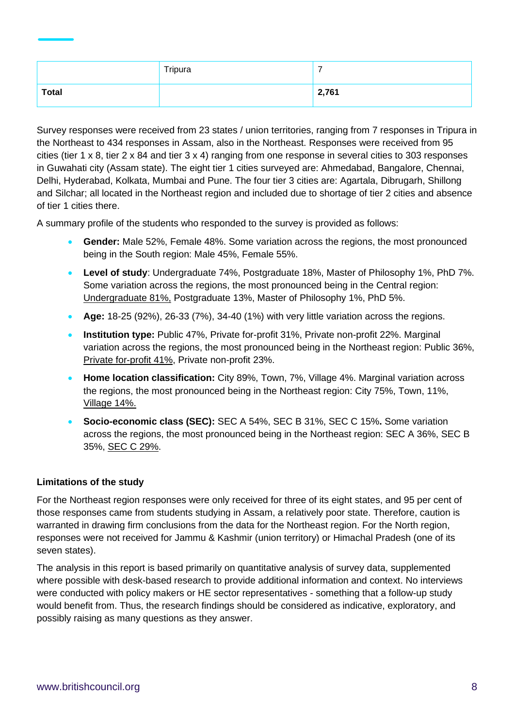| | | |
|---|---|---|
| | Tripura | 7 |
| **Total** | | **2,761** |

Survey responses were received from 23 states / union territories, ranging from 7 responses in Tripura in the Northeast to 434 responses in Assam, also in the Northeast. Responses were received from 95 cities (tier 1 x 8, tier 2 x 84 and tier 3 x 4) ranging from one response in several cities to 303 responses in Guwahati city (Assam state). The eight tier 1 cities surveyed are: Ahmedabad, Bangalore, Chennai, Delhi, Hyderabad, Kolkata, Mumbai and Pune. The four tier 3 cities are: Agartala, Dibrugarh, Shillong and Silchar; all located in the Northeast region and included due to shortage of tier 2 cities and absence of tier 1 cities there.

A summary profile of the students who responded to the survey is provided as follows:

- **Gender:** Male 52%, Female 48%. Some variation across the regions, the most pronounced being in the South region: Male 45%, Female 55%.
- **Level of study**: Undergraduate 74%, Postgraduate 18%, Master of Philosophy 1%, PhD 7%. Some variation across the regions, the most pronounced being in the Central region: Undergraduate 81%, Postgraduate 13%, Master of Philosophy 1%, PhD 5%.
- **Age:** 18-25 (92%), 26-33 (7%), 34-40 (1%) with very little variation across the regions.
- **Institution type:** Public 47%, Private for-profit 31%, Private non-profit 22%. Marginal variation across the regions, the most pronounced being in the Northeast region: Public 36%, Private for-profit 41%, Private non-profit 23%.
- **Home location classification:** City 89%, Town, 7%, Village 4%. Marginal variation across the regions, the most pronounced being in the Northeast region: City 75%, Town, 11%, Village 14%.
- **Socio-economic class (SEC):** SEC A 54%, SEC B 31%, SEC C 15%**.** Some variation across the regions, the most pronounced being in the Northeast region: SEC A 36%, SEC B 35%, SEC C 29%.

**Limitations of the study**

For the Northeast region responses were only received for three of its eight states, and 95 per cent of those responses came from students studying in Assam, a relatively poor state. Therefore, caution is warranted in drawing firm conclusions from the data for the Northeast region. For the North region, responses were not received for Jammu & Kashmir (union territory) or Himachal Pradesh (one of its seven states).

The analysis in this report is based primarily on quantitative analysis of survey data, supplemented where possible with desk-based research to provide additional information and context. No interviews were conducted with policy makers or HE sector representatives - something that a follow-up study would benefit from. Thus, the research findings should be considered as indicative, exploratory, and possibly raising as many questions as they answer.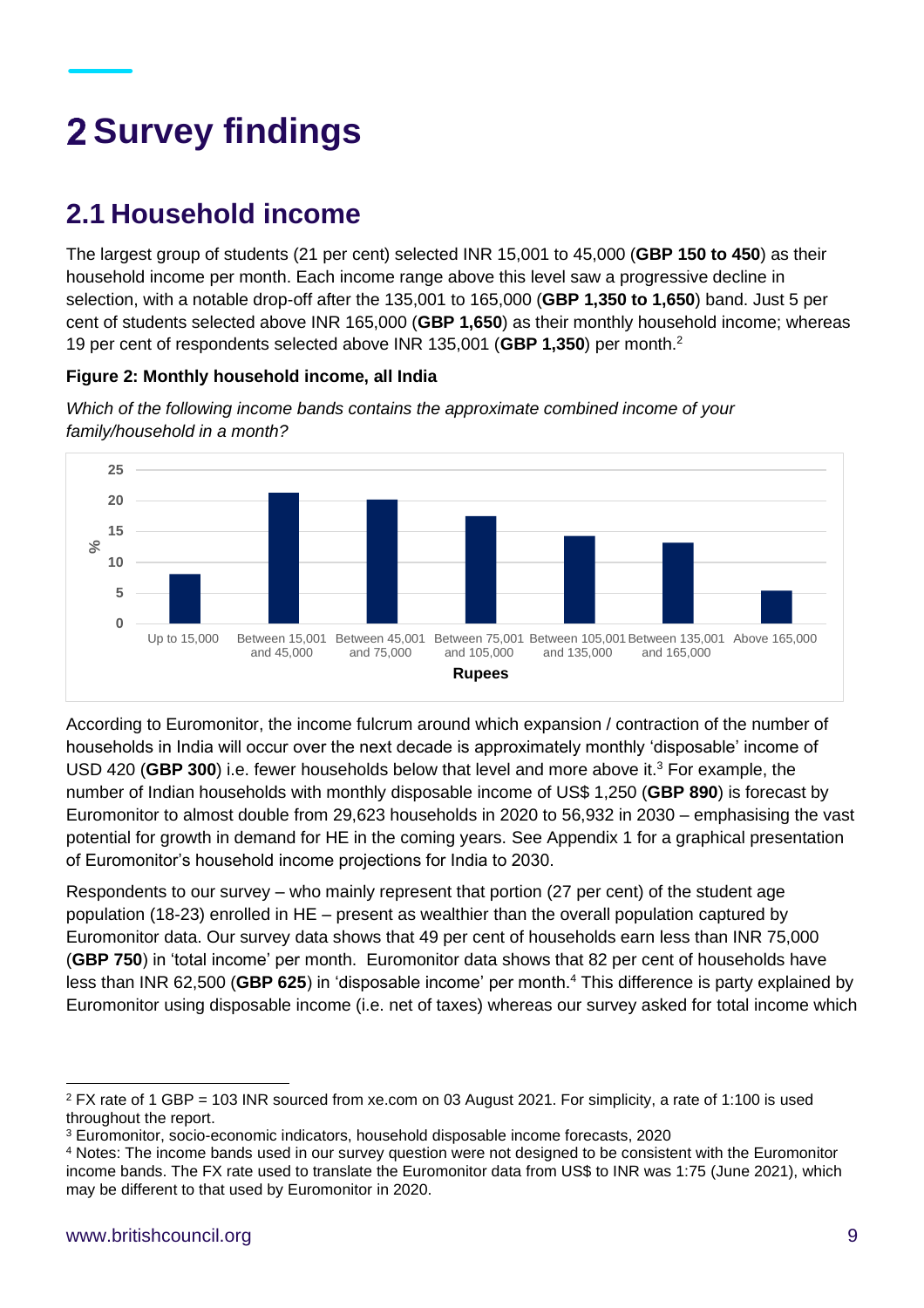# 2 Survey findings

## 2.1 Household income

The largest group of students (21 per cent) selected INR 15,001 to 45,000 (**GBP 150 to 450**) as their household income per month. Each income range above this level saw a progressive decline in selection, with a notable drop-off after the 135,001 to 165,000 (**GBP 1,350 to 1,650**) band. Just 5 per cent of students selected above INR 165,000 (**GBP 1,650**) as their monthly household income; whereas 19 per cent of respondents selected above INR 135,001 (**GBP 1,350**) per month.[2]

**Figure 2: Monthly household income, all India**

*Which of the following income bands contains the approximate combined income of your family/household in a month?*

| Rupees | % |
|---|---|
| Up to 15,000 | 8 |
| Between 15,001 and 45,000 | 21 |
| Between 45,001 and 75,000 | 20 |
| Between 75,001 and 105,000 | 17.5 |
| Between 105,001 and 135,000 | 14 |
| Between 135,001 and 165,000 | 13 |
| Above 165,000 | 5 |

According to Euromonitor, the income fulcrum around which expansion / contraction of the number of households in India will occur over the next decade is approximately monthly 'disposable' income of USD 420 (**GBP 300**) i.e. fewer households below that level and more above it.[3] For example, the number of Indian households with monthly disposable income of US$ 1,250 (**GBP 890**) is forecast by Euromonitor to almost double from 29,623 households in 2020 to 56,932 in 2030 – emphasising the vast potential for growth in demand for HE in the coming years. See Appendix 1 for a graphical presentation of Euromonitor's household income projections for India to 2030.

Respondents to our survey – who mainly represent that portion (27 per cent) of the student age population (18-23) enrolled in HE – present as wealthier than the overall population captured by Euromonitor data. Our survey data shows that 49 per cent of households earn less than INR 75,000 (**GBP 750**) in 'total income' per month. Euromonitor data shows that 82 per cent of households have less than INR 62,500 (**GBP 625**) in 'disposable income' per month.[4] This difference is party explained by Euromonitor using disposable income (i.e. net of taxes) whereas our survey asked for total income which

---

[2] FX rate of 1 GBP = 103 INR sourced from xe.com on 03 August 2021. For simplicity, a rate of 1:100 is used throughout the report.

[3] Euromonitor, socio-economic indicators, household disposable income forecasts, 2020

[4] Notes: The income bands used in our survey question were not designed to be consistent with the Euromonitor income bands. The FX rate used to translate the Euromonitor data from US$ to INR was 1:75 (June 2021), which may be different to that used by Euromonitor in 2020.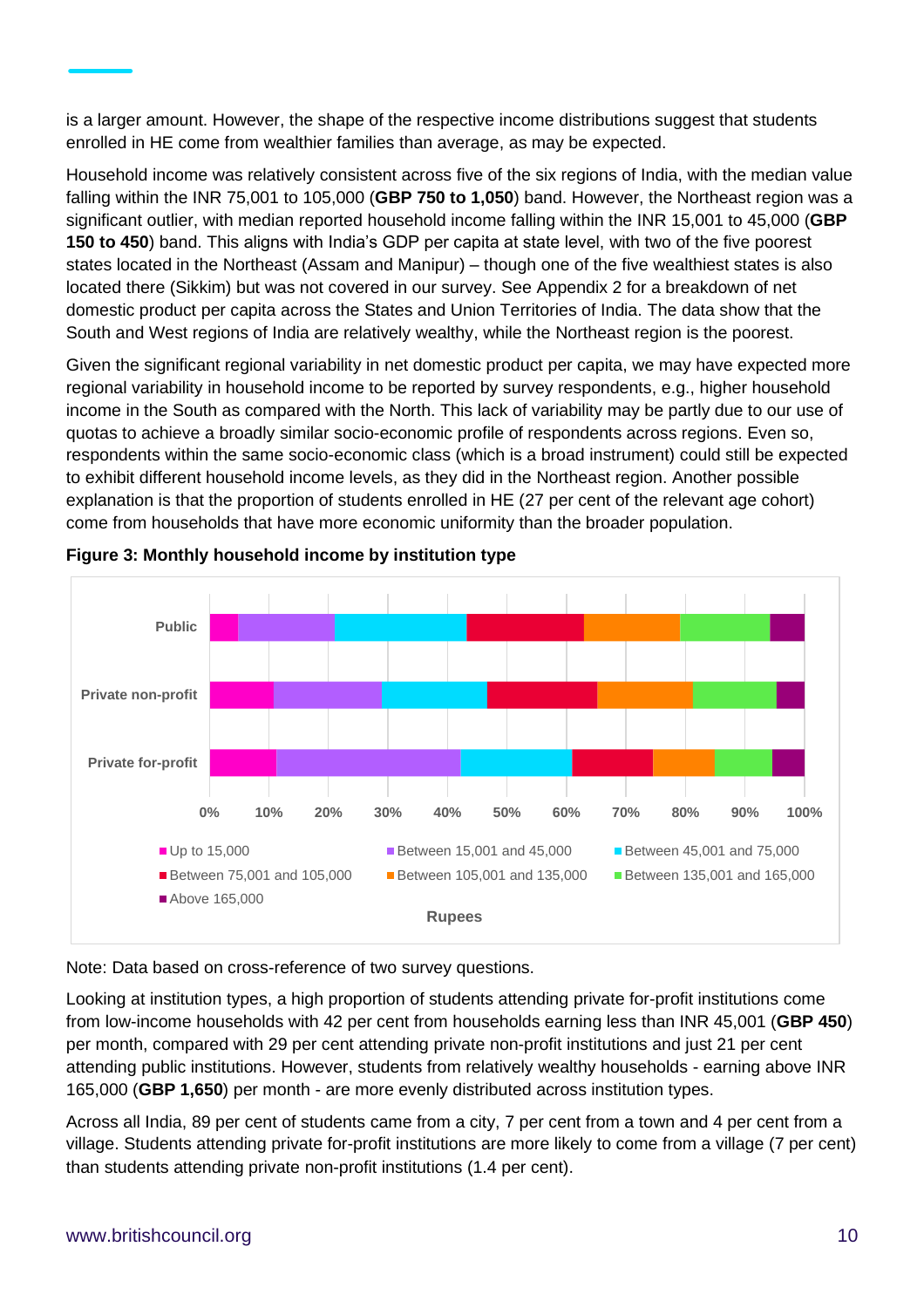is a larger amount. However, the shape of the respective income distributions suggest that students enrolled in HE come from wealthier families than average, as may be expected.

Household income was relatively consistent across five of the six regions of India, with the median value falling within the INR 75,001 to 105,000 (**GBP 750 to 1,050**) band. However, the Northeast region was a significant outlier, with median reported household income falling within the INR 15,001 to 45,000 (**GBP 150 to 450**) band. This aligns with India's GDP per capita at state level, with two of the five poorest states located in the Northeast (Assam and Manipur) – though one of the five wealthiest states is also located there (Sikkim) but was not covered in our survey. See Appendix 2 for a breakdown of net domestic product per capita across the States and Union Territories of India. The data show that the South and West regions of India are relatively wealthy, while the Northeast region is the poorest.

Given the significant regional variability in net domestic product per capita, we may have expected more regional variability in household income to be reported by survey respondents, e.g., higher household income in the South as compared with the North. This lack of variability may be partly due to our use of quotas to achieve a broadly similar socio-economic profile of respondents across regions. Even so, respondents within the same socio-economic class (which is a broad instrument) could still be expected to exhibit different household income levels, as they did in the Northeast region. Another possible explanation is that the proportion of students enrolled in HE (27 per cent of the relevant age cohort) come from households that have more economic uniformity than the broader population.

**Figure 3: Monthly household income by institution type**

Note: Data based on cross-reference of two survey questions.

Looking at institution types, a high proportion of students attending private for-profit institutions come from low-income households with 42 per cent from households earning less than INR 45,001 (**GBP 450**) per month, compared with 29 per cent attending private non-profit institutions and just 21 per cent attending public institutions. However, students from relatively wealthy households - earning above INR 165,000 (**GBP 1,650**) per month - are more evenly distributed across institution types.

Across all India, 89 per cent of students came from a city, 7 per cent from a town and 4 per cent from a village. Students attending private for-profit institutions are more likely to come from a village (7 per cent) than students attending private non-profit institutions (1.4 per cent).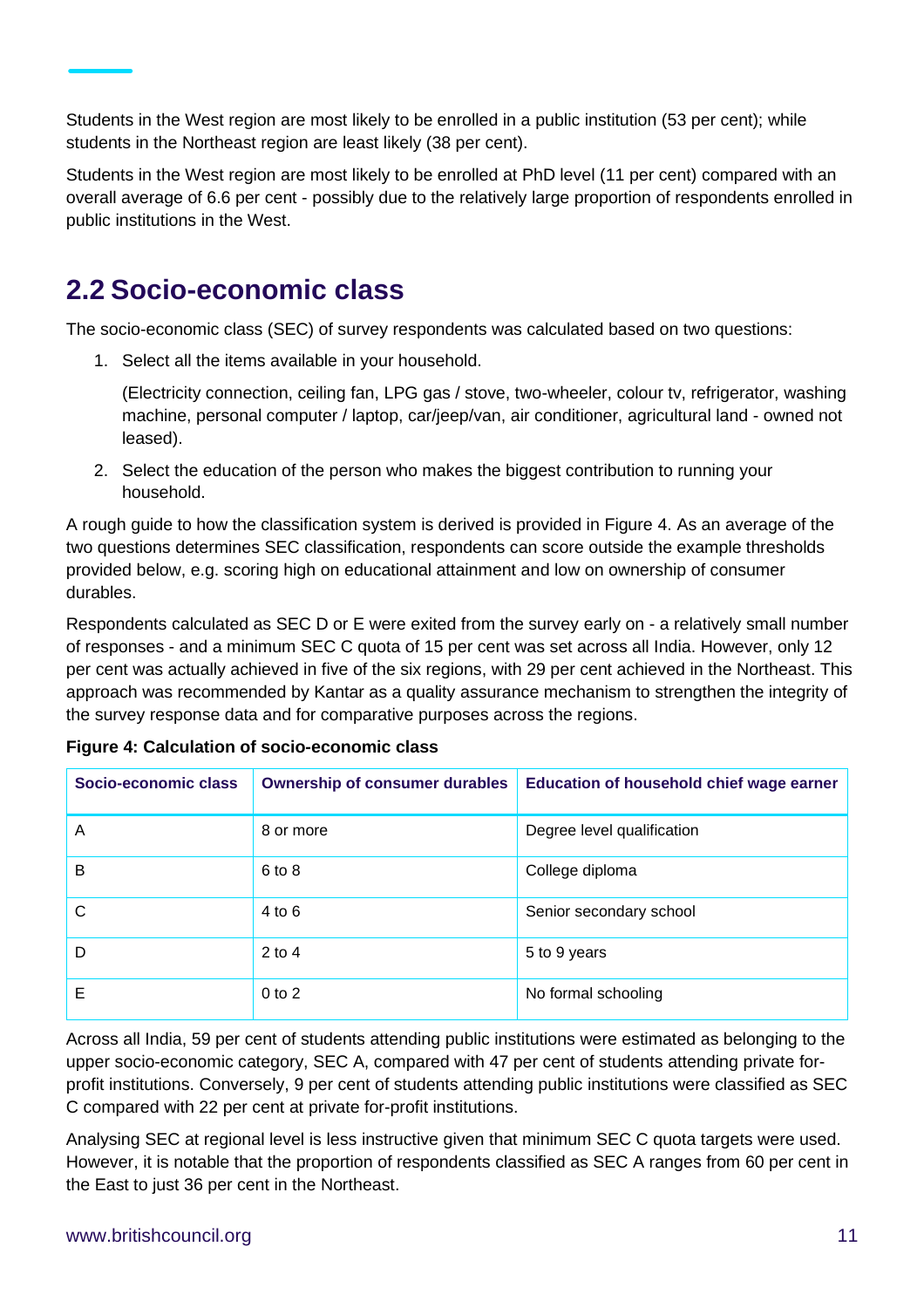Students in the West region are most likely to be enrolled in a public institution (53 per cent); while students in the Northeast region are least likely (38 per cent).

Students in the West region are most likely to be enrolled at PhD level (11 per cent) compared with an overall average of 6.6 per cent - possibly due to the relatively large proportion of respondents enrolled in public institutions in the West.

## 2.2 Socio-economic class

The socio-economic class (SEC) of survey respondents was calculated based on two questions:

1. Select all the items available in your household.

   (Electricity connection, ceiling fan, LPG gas / stove, two-wheeler, colour tv, refrigerator, washing machine, personal computer / laptop, car/jeep/van, air conditioner, agricultural land - owned not leased).

2. Select the education of the person who makes the biggest contribution to running your household.

A rough guide to how the classification system is derived is provided in Figure 4. As an average of the two questions determines SEC classification, respondents can score outside the example thresholds provided below, e.g. scoring high on educational attainment and low on ownership of consumer durables.

Respondents calculated as SEC D or E were exited from the survey early on - a relatively small number of responses - and a minimum SEC C quota of 15 per cent was set across all India. However, only 12 per cent was actually achieved in five of the six regions, with 29 per cent achieved in the Northeast. This approach was recommended by Kantar as a quality assurance mechanism to strengthen the integrity of the survey response data and for comparative purposes across the regions.

**Figure 4: Calculation of socio-economic class**

| Socio-economic class | Ownership of consumer durables | Education of household chief wage earner |
|---|---|---|
| A | 8 or more | Degree level qualification |
| B | 6 to 8 | College diploma |
| C | 4 to 6 | Senior secondary school |
| D | 2 to 4 | 5 to 9 years |
| E | 0 to 2 | No formal schooling |

Across all India, 59 per cent of students attending public institutions were estimated as belonging to the upper socio-economic category, SEC A, compared with 47 per cent of students attending private for-profit institutions. Conversely, 9 per cent of students attending public institutions were classified as SEC C compared with 22 per cent at private for-profit institutions.

Analysing SEC at regional level is less instructive given that minimum SEC C quota targets were used. However, it is notable that the proportion of respondents classified as SEC A ranges from 60 per cent in the East to just 36 per cent in the Northeast.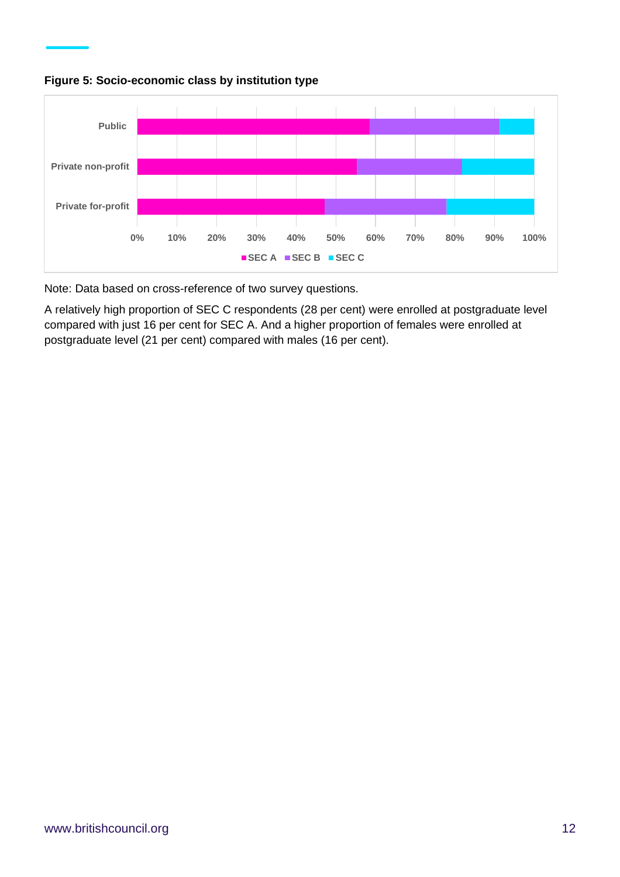**Figure 5: Socio-economic class by institution type**

Note: Data based on cross-reference of two survey questions.

A relatively high proportion of SEC C respondents (28 per cent) were enrolled at postgraduate level compared with just 16 per cent for SEC A. And a higher proportion of females were enrolled at postgraduate level (21 per cent) compared with males (16 per cent).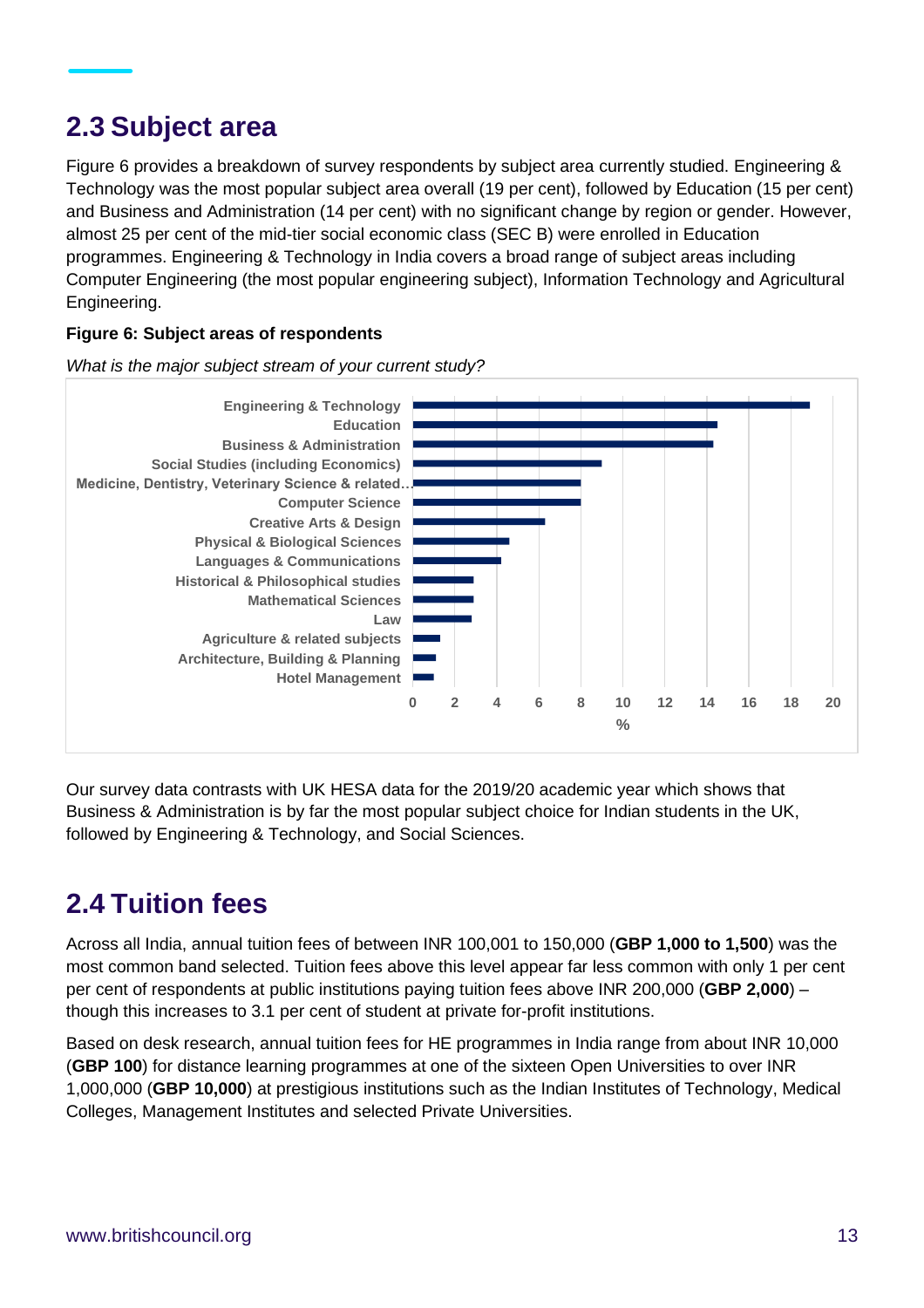## 2.3 Subject area

Figure 6 provides a breakdown of survey respondents by subject area currently studied. Engineering & Technology was the most popular subject area overall (19 per cent), followed by Education (15 per cent) and Business and Administration (14 per cent) with no significant change by region or gender. However, almost 25 per cent of the mid-tier social economic class (SEC B) were enrolled in Education programmes. Engineering & Technology in India covers a broad range of subject areas including Computer Engineering (the most popular engineering subject), Information Technology and Agricultural Engineering.

**Figure 6: Subject areas of respondents**

*What is the major subject stream of your current study?*

Engineering & Technology
Education
Business & Administration
Social Studies (including Economics)
Medicine, Dentistry, Veterinary Science & related…
Computer Science
Creative Arts & Design
Physical & Biological Sciences
Languages & Communications
Historical & Philosophical studies
Mathematical Sciences
Law
Agriculture & related subjects
Architecture, Building & Planning
Hotel Management

0 2 4 6 8 10 12 14 16 18 20

%

Our survey data contrasts with UK HESA data for the 2019/20 academic year which shows that Business & Administration is by far the most popular subject choice for Indian students in the UK, followed by Engineering & Technology, and Social Sciences.

## 2.4 Tuition fees

Across all India, annual tuition fees of between INR 100,001 to 150,000 (**GBP 1,000 to 1,500**) was the most common band selected. Tuition fees above this level appear far less common with only 1 per cent per cent of respondents at public institutions paying tuition fees above INR 200,000 (**GBP 2,000**) – though this increases to 3.1 per cent of student at private for-profit institutions.

Based on desk research, annual tuition fees for HE programmes in India range from about INR 10,000 (**GBP 100**) for distance learning programmes at one of the sixteen Open Universities to over INR 1,000,000 (**GBP 10,000**) at prestigious institutions such as the Indian Institutes of Technology, Medical Colleges, Management Institutes and selected Private Universities.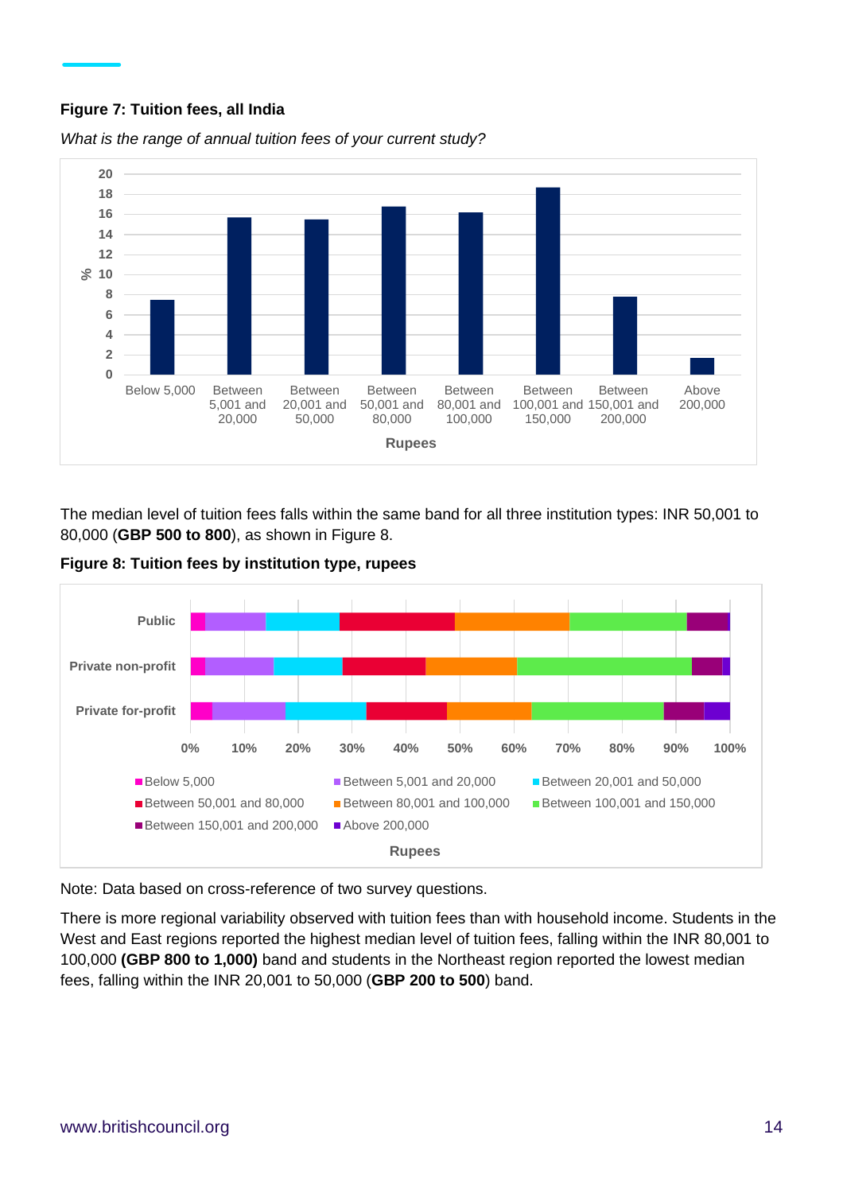**Figure 7: Tuition fees, all India**

*What is the range of annual tuition fees of your current study?*

The median level of tuition fees falls within the same band for all three institution types: INR 50,001 to 80,000 (**GBP 500 to 800**), as shown in Figure 8.

**Figure 8: Tuition fees by institution type, rupees**

Note: Data based on cross-reference of two survey questions.

There is more regional variability observed with tuition fees than with household income. Students in the West and East regions reported the highest median level of tuition fees, falling within the INR 80,001 to 100,000 **(GBP 800 to 1,000)** band and students in the Northeast region reported the lowest median fees, falling within the INR 20,001 to 50,000 (**GBP 200 to 500**) band.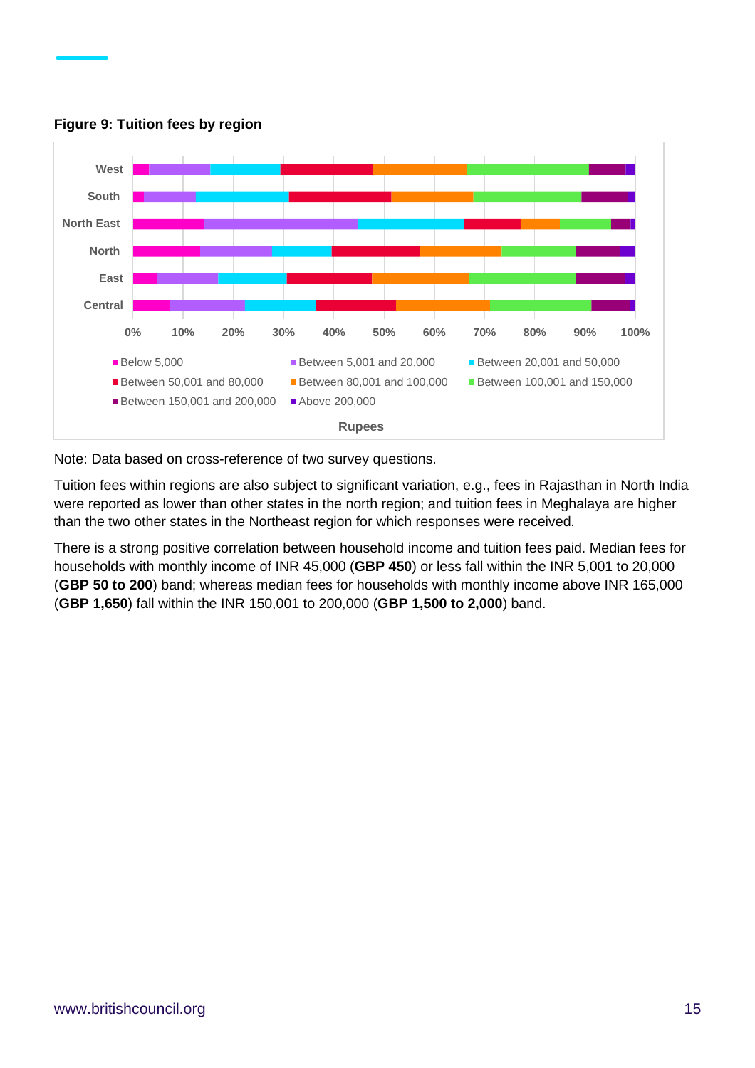**Figure 9: Tuition fees by region**

Note: Data based on cross-reference of two survey questions.

Tuition fees within regions are also subject to significant variation, e.g., fees in Rajasthan in North India were reported as lower than other states in the north region; and tuition fees in Meghalaya are higher than the two other states in the Northeast region for which responses were received.

There is a strong positive correlation between household income and tuition fees paid. Median fees for households with monthly income of INR 45,000 (**GBP 450**) or less fall within the INR 5,001 to 20,000 (**GBP 50 to 200**) band; whereas median fees for households with monthly income above INR 165,000 (**GBP 1,650**) fall within the INR 150,001 to 200,000 (**GBP 1,500 to 2,000**) band.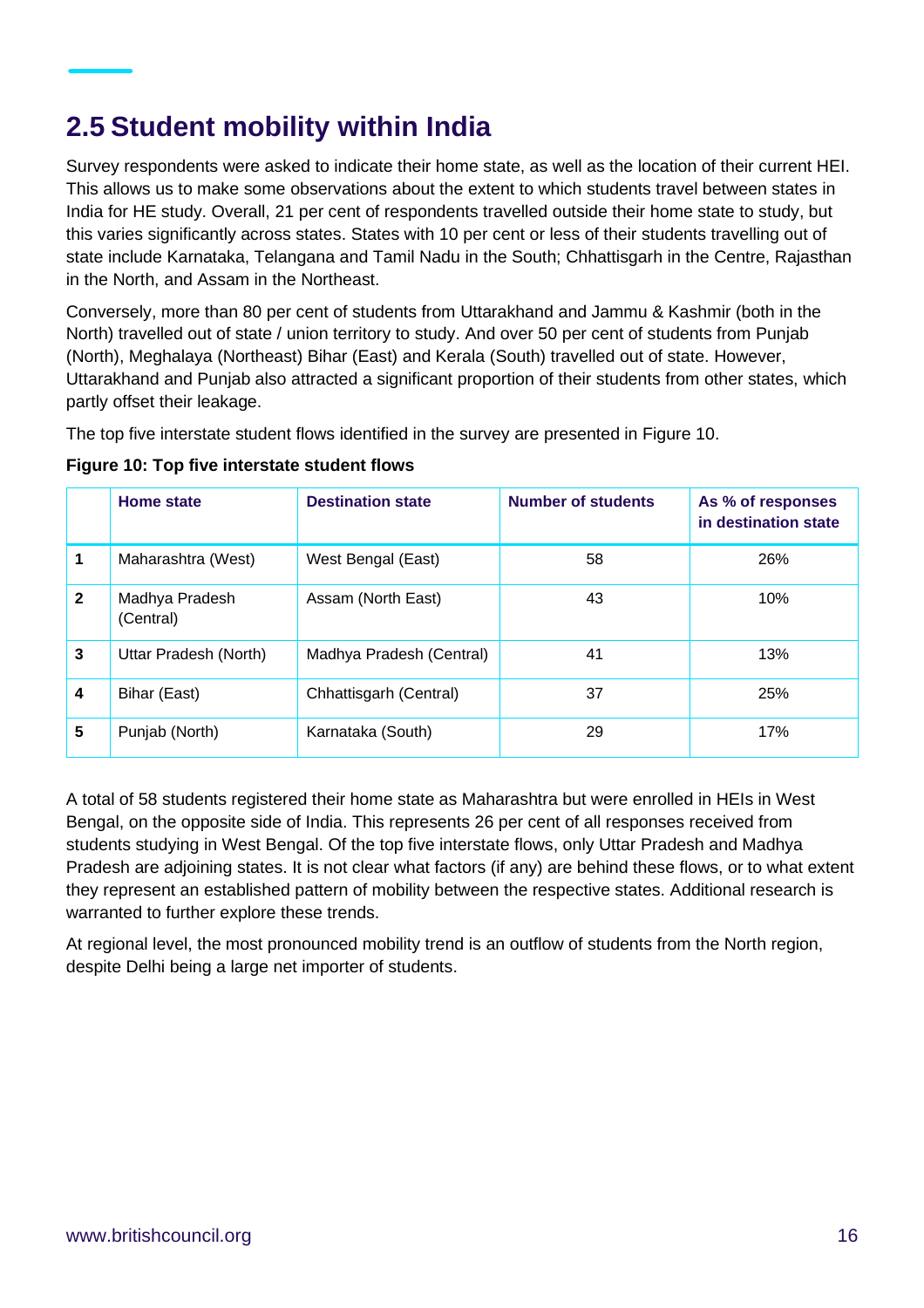## 2.5 Student mobility within India

Survey respondents were asked to indicate their home state, as well as the location of their current HEI. This allows us to make some observations about the extent to which students travel between states in India for HE study. Overall, 21 per cent of respondents travelled outside their home state to study, but this varies significantly across states. States with 10 per cent or less of their students travelling out of state include Karnataka, Telangana and Tamil Nadu in the South; Chhattisgarh in the Centre, Rajasthan in the North, and Assam in the Northeast.

Conversely, more than 80 per cent of students from Uttarakhand and Jammu & Kashmir (both in the North) travelled out of state / union territory to study. And over 50 per cent of students from Punjab (North), Meghalaya (Northeast) Bihar (East) and Kerala (South) travelled out of state. However, Uttarakhand and Punjab also attracted a significant proportion of their students from other states, which partly offset their leakage.

The top five interstate student flows identified in the survey are presented in Figure 10.

**Figure 10: Top five interstate student flows**

| | Home state | Destination state | Number of students | As % of responses in destination state |
|---|---|---|---|---|
| **1** | Maharashtra (West) | West Bengal (East) | 58 | 26% |
| **2** | Madhya Pradesh (Central) | Assam (North East) | 43 | 10% |
| **3** | Uttar Pradesh (North) | Madhya Pradesh (Central) | 41 | 13% |
| **4** | Bihar (East) | Chhattisgarh (Central) | 37 | 25% |
| **5** | Punjab (North) | Karnataka (South) | 29 | 17% |

A total of 58 students registered their home state as Maharashtra but were enrolled in HEIs in West Bengal, on the opposite side of India. This represents 26 per cent of all responses received from students studying in West Bengal. Of the top five interstate flows, only Uttar Pradesh and Madhya Pradesh are adjoining states. It is not clear what factors (if any) are behind these flows, or to what extent they represent an established pattern of mobility between the respective states. Additional research is warranted to further explore these trends.

At regional level, the most pronounced mobility trend is an outflow of students from the North region, despite Delhi being a large net importer of students.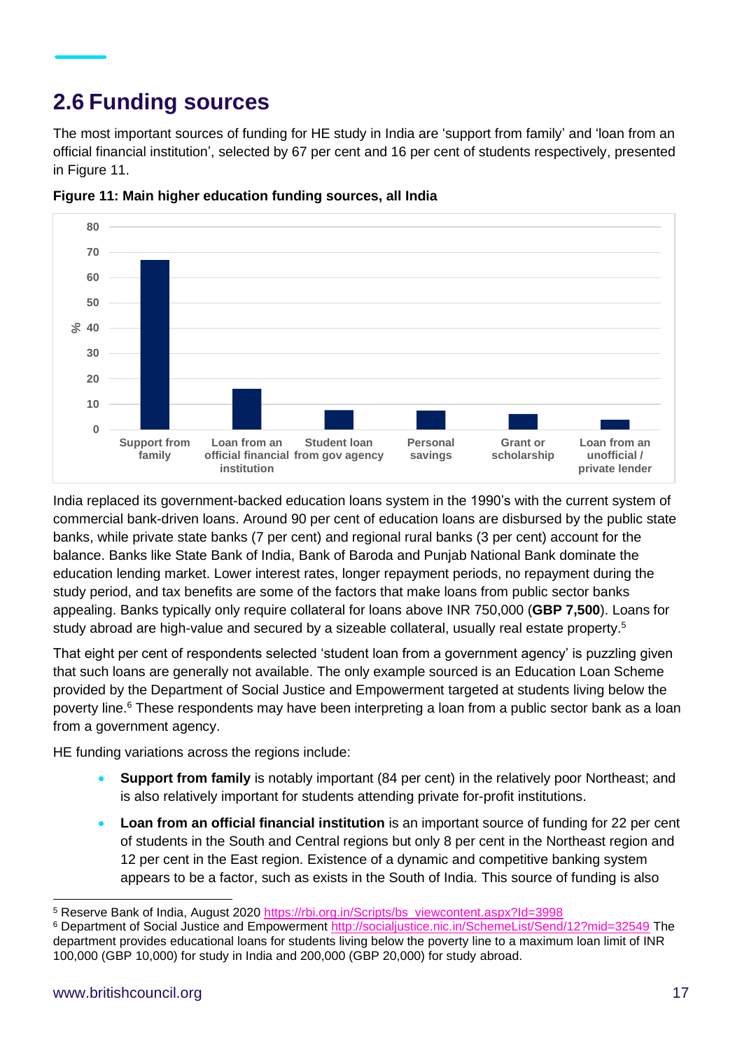## 2.6 Funding sources

The most important sources of funding for HE study in India are 'support from family' and 'loan from an official financial institution', selected by 67 per cent and 16 per cent of students respectively, presented in Figure 11.

**Figure 11: Main higher education funding sources, all India**

India replaced its government-backed education loans system in the 1990's with the current system of commercial bank-driven loans. Around 90 per cent of education loans are disbursed by the public state banks, while private state banks (7 per cent) and regional rural banks (3 per cent) account for the balance. Banks like State Bank of India, Bank of Baroda and Punjab National Bank dominate the education lending market. Lower interest rates, longer repayment periods, no repayment during the study period, and tax benefits are some of the factors that make loans from public sector banks appealing. Banks typically only require collateral for loans above INR 750,000 (**GBP 7,500**). Loans for study abroad are high-value and secured by a sizeable collateral, usually real estate property.[5]

That eight per cent of respondents selected 'student loan from a government agency' is puzzling given that such loans are generally not available. The only example sourced is an Education Loan Scheme provided by the Department of Social Justice and Empowerment targeted at students living below the poverty line.[6] These respondents may have been interpreting a loan from a public sector bank as a loan from a government agency.

HE funding variations across the regions include:

- **Support from family** is notably important (84 per cent) in the relatively poor Northeast; and is also relatively important for students attending private for-profit institutions.
- **Loan from an official financial institution** is an important source of funding for 22 per cent of students in the South and Central regions but only 8 per cent in the Northeast region and 12 per cent in the East region. Existence of a dynamic and competitive banking system appears to be a factor, such as exists in the South of India. This source of funding is also

---

[5] Reserve Bank of India, August 2020 https://rbi.org.in/Scripts/bs_viewcontent.aspx?Id=3998

[6] Department of Social Justice and Empowerment http://socialjustice.nic.in/SchemeList/Send/12?mid=32549 The department provides educational loans for students living below the poverty line to a maximum loan limit of INR 100,000 (GBP 10,000) for study in India and 200,000 (GBP 20,000) for study abroad.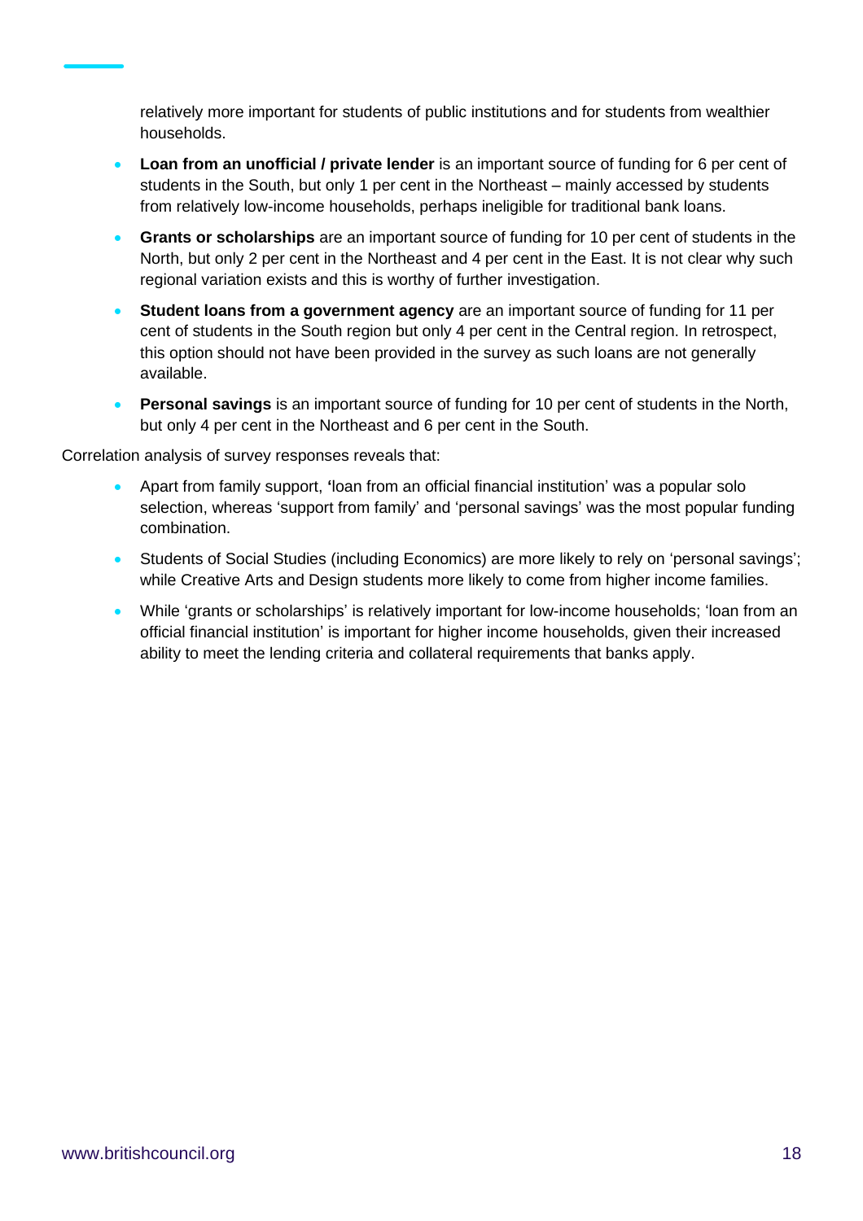relatively more important for students of public institutions and for students from wealthier households.

- **Loan from an unofficial / private lender** is an important source of funding for 6 per cent of students in the South, but only 1 per cent in the Northeast – mainly accessed by students from relatively low-income households, perhaps ineligible for traditional bank loans.
- **Grants or scholarships** are an important source of funding for 10 per cent of students in the North, but only 2 per cent in the Northeast and 4 per cent in the East. It is not clear why such regional variation exists and this is worthy of further investigation.
- **Student loans from a government agency** are an important source of funding for 11 per cent of students in the South region but only 4 per cent in the Central region. In retrospect, this option should not have been provided in the survey as such loans are not generally available.
- **Personal savings** is an important source of funding for 10 per cent of students in the North, but only 4 per cent in the Northeast and 6 per cent in the South.

Correlation analysis of survey responses reveals that:

- Apart from family support, **'**loan from an official financial institution' was a popular solo selection, whereas 'support from family' and 'personal savings' was the most popular funding combination.
- Students of Social Studies (including Economics) are more likely to rely on 'personal savings'; while Creative Arts and Design students more likely to come from higher income families.
- While 'grants or scholarships' is relatively important for low-income households; 'loan from an official financial institution' is important for higher income households, given their increased ability to meet the lending criteria and collateral requirements that banks apply.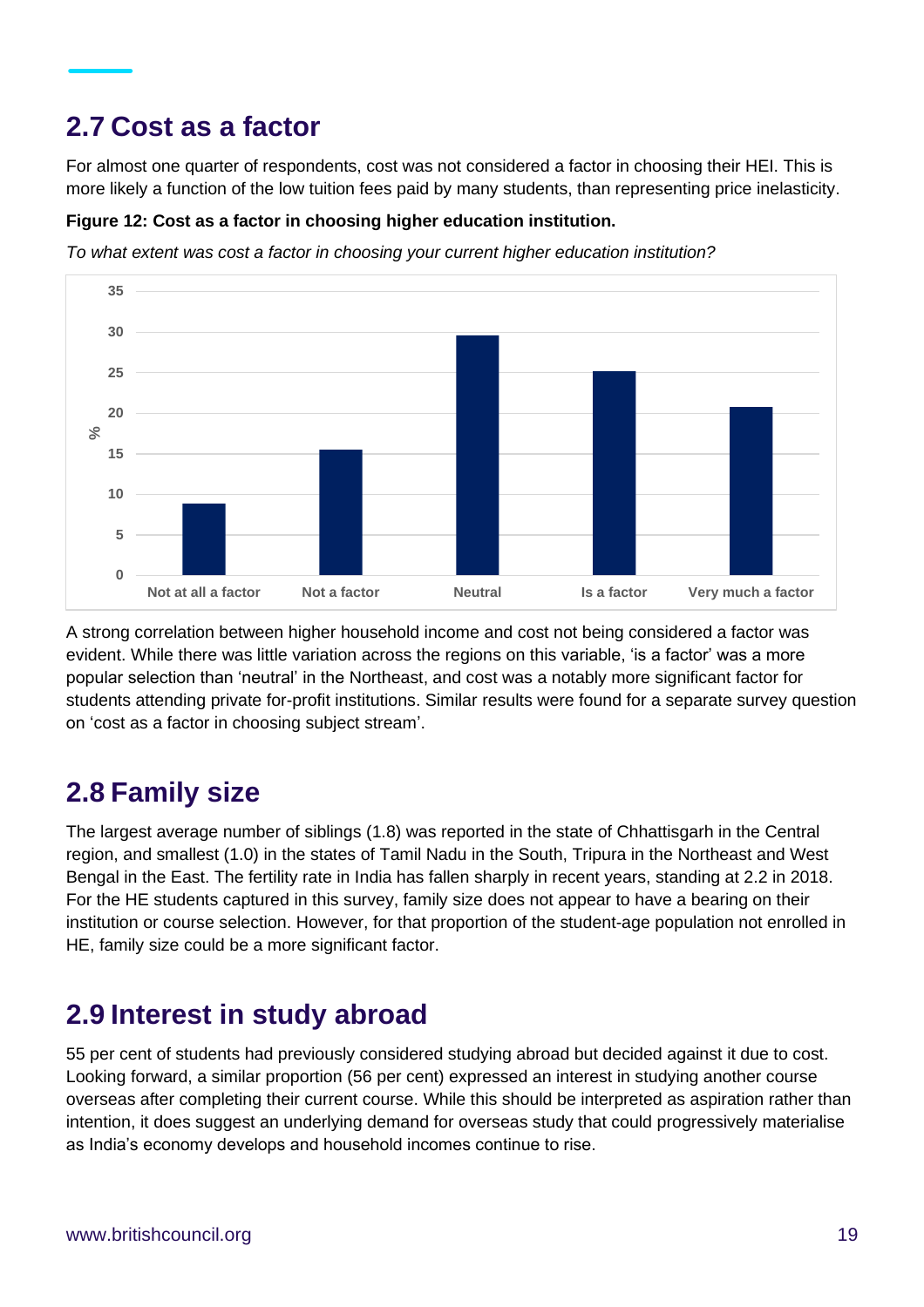## 2.7 Cost as a factor

For almost one quarter of respondents, cost was not considered a factor in choosing their HEI. This is more likely a function of the low tuition fees paid by many students, than representing price inelasticity.

**Figure 12: Cost as a factor in choosing higher education institution.**

*To what extent was cost a factor in choosing your current higher education institution?*

A strong correlation between higher household income and cost not being considered a factor was evident. While there was little variation across the regions on this variable, 'is a factor' was a more popular selection than 'neutral' in the Northeast, and cost was a notably more significant factor for students attending private for-profit institutions. Similar results were found for a separate survey question on 'cost as a factor in choosing subject stream'.

## 2.8 Family size

The largest average number of siblings (1.8) was reported in the state of Chhattisgarh in the Central region, and smallest (1.0) in the states of Tamil Nadu in the South, Tripura in the Northeast and West Bengal in the East. The fertility rate in India has fallen sharply in recent years, standing at 2.2 in 2018. For the HE students captured in this survey, family size does not appear to have a bearing on their institution or course selection. However, for that proportion of the student-age population not enrolled in HE, family size could be a more significant factor.

## 2.9 Interest in study abroad

55 per cent of students had previously considered studying abroad but decided against it due to cost. Looking forward, a similar proportion (56 per cent) expressed an interest in studying another course overseas after completing their current course. While this should be interpreted as aspiration rather than intention, it does suggest an underlying demand for overseas study that could progressively materialise as India's economy develops and household incomes continue to rise.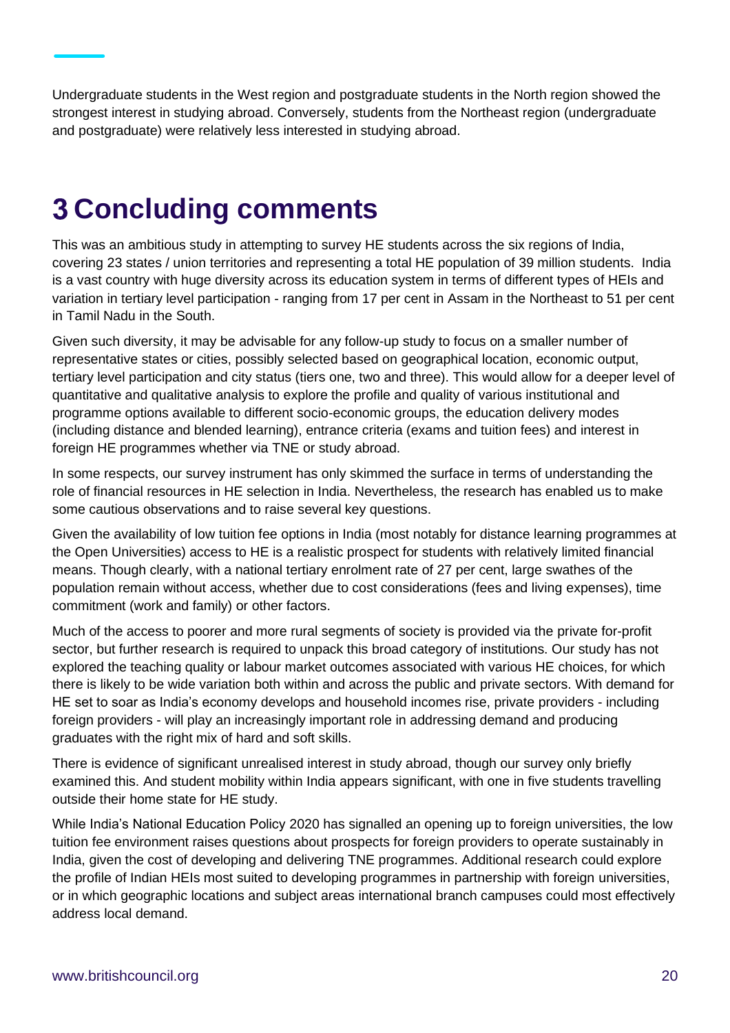Undergraduate students in the West region and postgraduate students in the North region showed the strongest interest in studying abroad. Conversely, students from the Northeast region (undergraduate and postgraduate) were relatively less interested in studying abroad.

# 3 Concluding comments

This was an ambitious study in attempting to survey HE students across the six regions of India, covering 23 states / union territories and representing a total HE population of 39 million students. India is a vast country with huge diversity across its education system in terms of different types of HEIs and variation in tertiary level participation - ranging from 17 per cent in Assam in the Northeast to 51 per cent in Tamil Nadu in the South.

Given such diversity, it may be advisable for any follow-up study to focus on a smaller number of representative states or cities, possibly selected based on geographical location, economic output, tertiary level participation and city status (tiers one, two and three). This would allow for a deeper level of quantitative and qualitative analysis to explore the profile and quality of various institutional and programme options available to different socio-economic groups, the education delivery modes (including distance and blended learning), entrance criteria (exams and tuition fees) and interest in foreign HE programmes whether via TNE or study abroad.

In some respects, our survey instrument has only skimmed the surface in terms of understanding the role of financial resources in HE selection in India. Nevertheless, the research has enabled us to make some cautious observations and to raise several key questions.

Given the availability of low tuition fee options in India (most notably for distance learning programmes at the Open Universities) access to HE is a realistic prospect for students with relatively limited financial means. Though clearly, with a national tertiary enrolment rate of 27 per cent, large swathes of the population remain without access, whether due to cost considerations (fees and living expenses), time commitment (work and family) or other factors.

Much of the access to poorer and more rural segments of society is provided via the private for-profit sector, but further research is required to unpack this broad category of institutions. Our study has not explored the teaching quality or labour market outcomes associated with various HE choices, for which there is likely to be wide variation both within and across the public and private sectors. With demand for HE set to soar as India's economy develops and household incomes rise, private providers - including foreign providers - will play an increasingly important role in addressing demand and producing graduates with the right mix of hard and soft skills.

There is evidence of significant unrealised interest in study abroad, though our survey only briefly examined this. And student mobility within India appears significant, with one in five students travelling outside their home state for HE study.

While India's National Education Policy 2020 has signalled an opening up to foreign universities, the low tuition fee environment raises questions about prospects for foreign providers to operate sustainably in India, given the cost of developing and delivering TNE programmes. Additional research could explore the profile of Indian HEIs most suited to developing programmes in partnership with foreign universities, or in which geographic locations and subject areas international branch campuses could most effectively address local demand.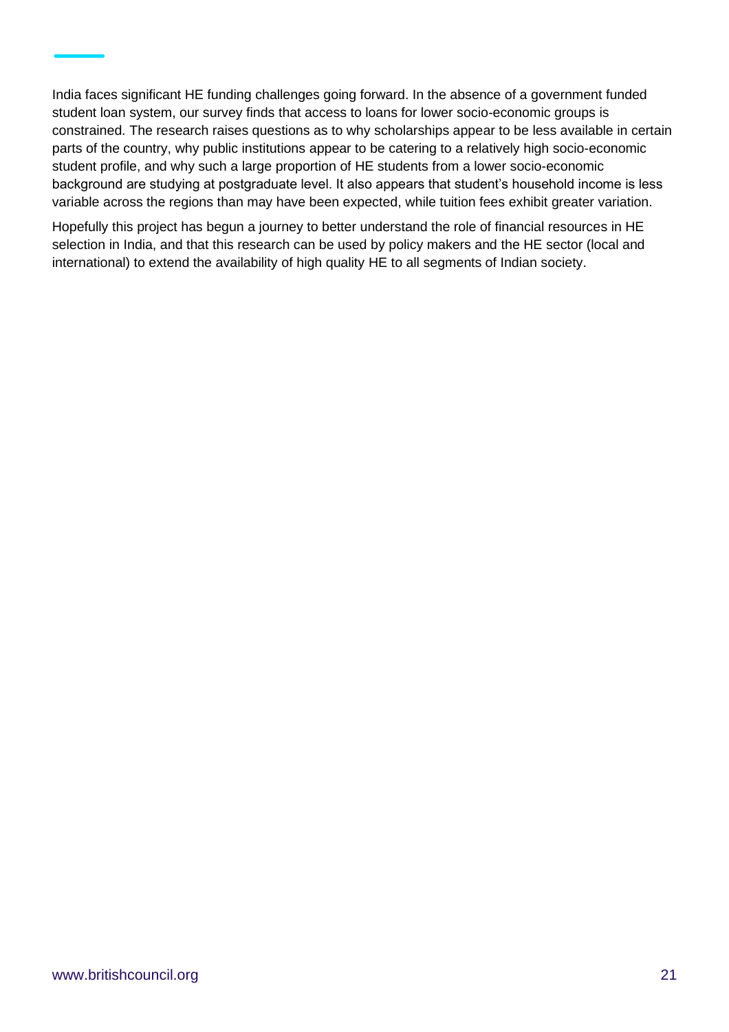India faces significant HE funding challenges going forward. In the absence of a government funded student loan system, our survey finds that access to loans for lower socio-economic groups is constrained. The research raises questions as to why scholarships appear to be less available in certain parts of the country, why public institutions appear to be catering to a relatively high socio-economic student profile, and why such a large proportion of HE students from a lower socio-economic background are studying at postgraduate level. It also appears that student's household income is less variable across the regions than may have been expected, while tuition fees exhibit greater variation.

Hopefully this project has begun a journey to better understand the role of financial resources in HE selection in India, and that this research can be used by policy makers and the HE sector (local and international) to extend the availability of high quality HE to all segments of Indian society.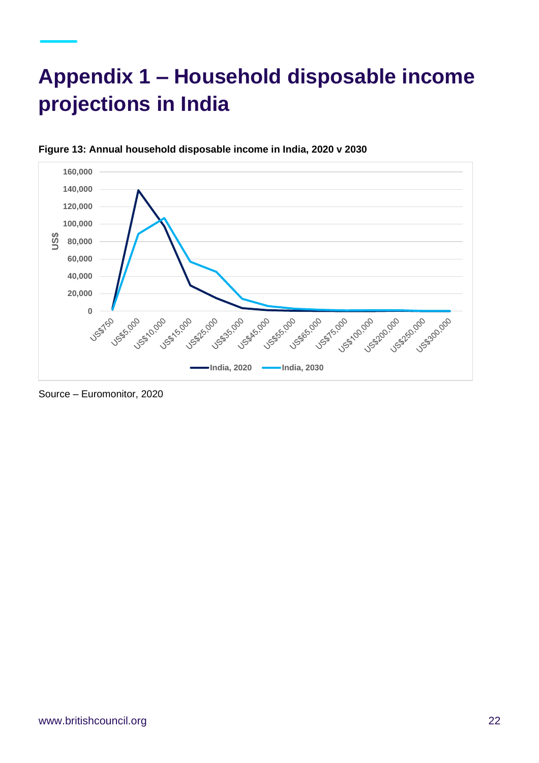# Appendix 1 – Household disposable income projections in India

**Figure 13: Annual household disposable income in India, 2020 v 2030**

Source – Euromonitor, 2020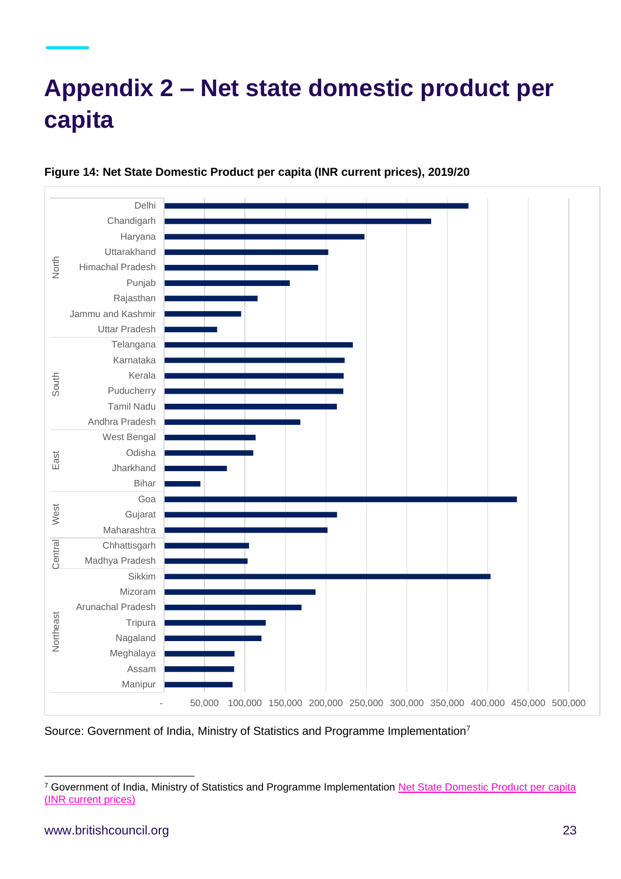# Appendix 2 – Net state domestic product per capita

**Figure 14: Net State Domestic Product per capita (INR current prices), 2019/20**

| Region | State | |
|---|---|---|
| North | Delhi | |
| | Chandigarh | |
| | Haryana | |
| | Uttarakhand | |
| | Himachal Pradesh | |
| | Punjab | |
| | Rajasthan | |
| | Jammu and Kashmir | |
| | Uttar Pradesh | |
| South | Telangana | |
| | Karnataka | |
| | Kerala | |
| | Puducherry | |
| | Tamil Nadu | |
| | Andhra Pradesh | |
| East | West Bengal | |
| | Odisha | |
| | Jharkhand | |
| | Bihar | |
| West | Goa | |
| | Gujarat | |
| | Maharashtra | |
| Central | Chhattisgarh | |
| | Madhya Pradesh | |
| Northeast | Sikkim | |
| | Mizoram | |
| | Arunachal Pradesh | |
| | Tripura | |
| | Nagaland | |
| | Meghalaya | |
| | Assam | |
| | Manipur | |

Axis: - 50,000 100,000 150,000 200,000 250,000 300,000 350,000 400,000 450,000 500,000

Source: Government of India, Ministry of Statistics and Programme Implementation[7]

[7] Government of India, Ministry of Statistics and Programme Implementation Net State Domestic Product per capita (INR current prices)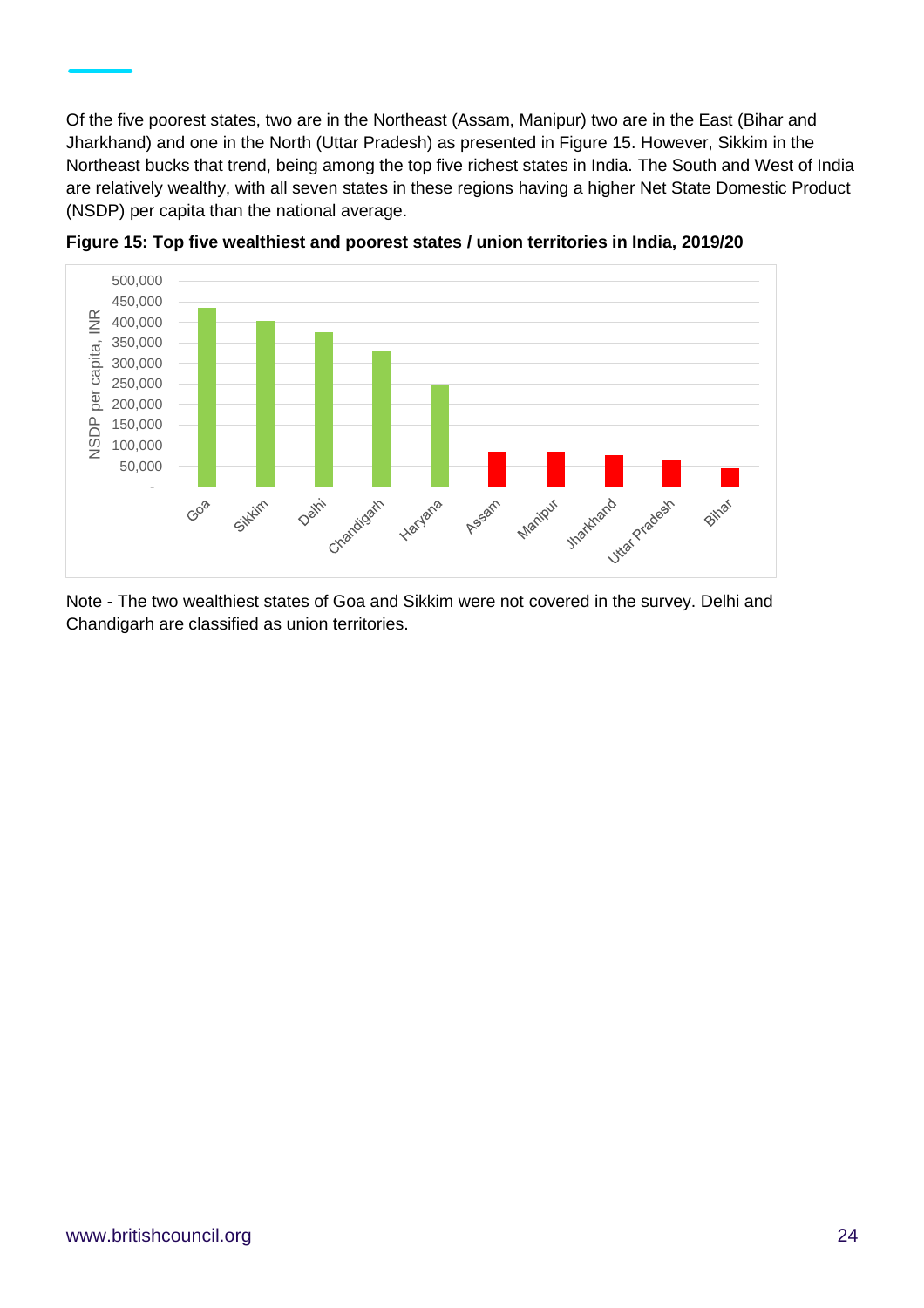Of the five poorest states, two are in the Northeast (Assam, Manipur) two are in the East (Bihar and Jharkhand) and one in the North (Uttar Pradesh) as presented in Figure 15. However, Sikkim in the Northeast bucks that trend, being among the top five richest states in India. The South and West of India are relatively wealthy, with all seven states in these regions having a higher Net State Domestic Product (NSDP) per capita than the national average.

**Figure 15: Top five wealthiest and poorest states / union territories in India, 2019/20**

Note - The two wealthiest states of Goa and Sikkim were not covered in the survey. Delhi and Chandigarh are classified as union territories.